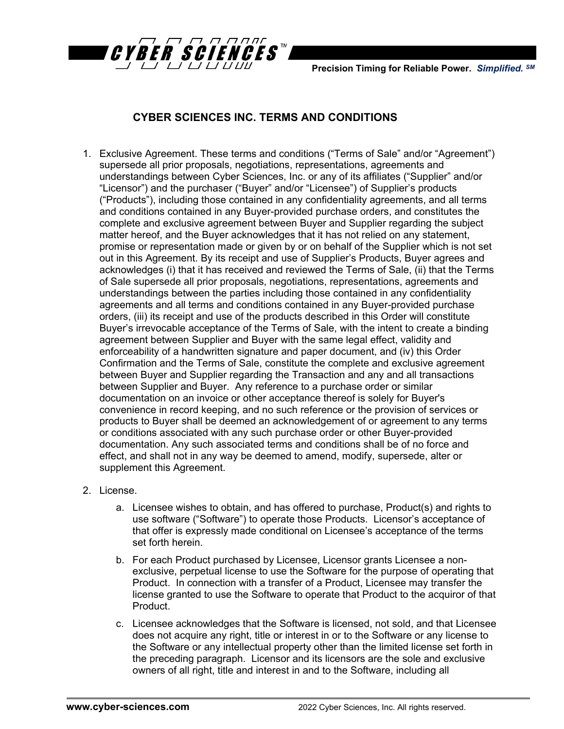## CYBER SCIENCES INC. TERMS AND CONDITIONS

1. Exclusive Agreement. These terms and conditions ("Terms of Sale" and/or "Agreement") supersede all prior proposals, negotiations, representations, agreements and understandings between Cyber Sciences, Inc. or any of its affiliates ("Supplier" and/or "Licensor") and the purchaser ("Buyer" and/or "Licensee") of Supplier's products ("Products"), including those contained in any confidentiality agreements, and all terms and conditions contained in any Buyer-provided purchase orders, and constitutes the complete and exclusive agreement between Buyer and Supplier regarding the subject matter hereof, and the Buyer acknowledges that it has not relied on any statement, promise or representation made or given by or on behalf of the Supplier which is not set out in this Agreement. By its receipt and use of Supplier's Products, Buyer agrees and acknowledges (i) that it has received and reviewed the Terms of Sale, (ii) that the Terms of Sale supersede all prior proposals, negotiations, representations, agreements and understandings between the parties including those contained in any confidentiality agreements and all terms and conditions contained in any Buyer-provided purchase orders, (iii) its receipt and use of the products described in this Order will constitute Buyer's irrevocable acceptance of the Terms of Sale, with the intent to create a binding agreement between Supplier and Buyer with the same legal effect, validity and enforceability of a handwritten signature and paper document, and (iv) this Order Confirmation and the Terms of Sale, constitute the complete and exclusive agreement between Buyer and Supplier regarding the Transaction and any and all transactions between Supplier and Buyer. Any reference to a purchase order or similar documentation on an invoice or other acceptance thereof is solely for Buyer's convenience in record keeping, and no such reference or the provision of services or products to Buyer shall be deemed an acknowledgement of or agreement to any terms or conditions associated with any such purchase order or other Buyer-provided documentation. Any such associated terms and conditions shall be of no force and effect, and shall not in any way be deemed to amend, modify, supersede, alter or supplement this Agreement.

2. License.

   a. Licensee wishes to obtain, and has offered to purchase, Product(s) and rights to use software ("Software") to operate those Products. Licensor's acceptance of that offer is expressly made conditional on Licensee's acceptance of the terms set forth herein.

   b. For each Product purchased by Licensee, Licensor grants Licensee a non-exclusive, perpetual license to use the Software for the purpose of operating that Product. In connection with a transfer of a Product, Licensee may transfer the license granted to use the Software to operate that Product to the acquiror of that Product.

   c. Licensee acknowledges that the Software is licensed, not sold, and that Licensee does not acquire any right, title or interest in or to the Software or any license to the Software or any intellectual property other than the limited license set forth in the preceding paragraph. Licensor and its licensors are the sole and exclusive owners of all right, title and interest in and to the Software, including all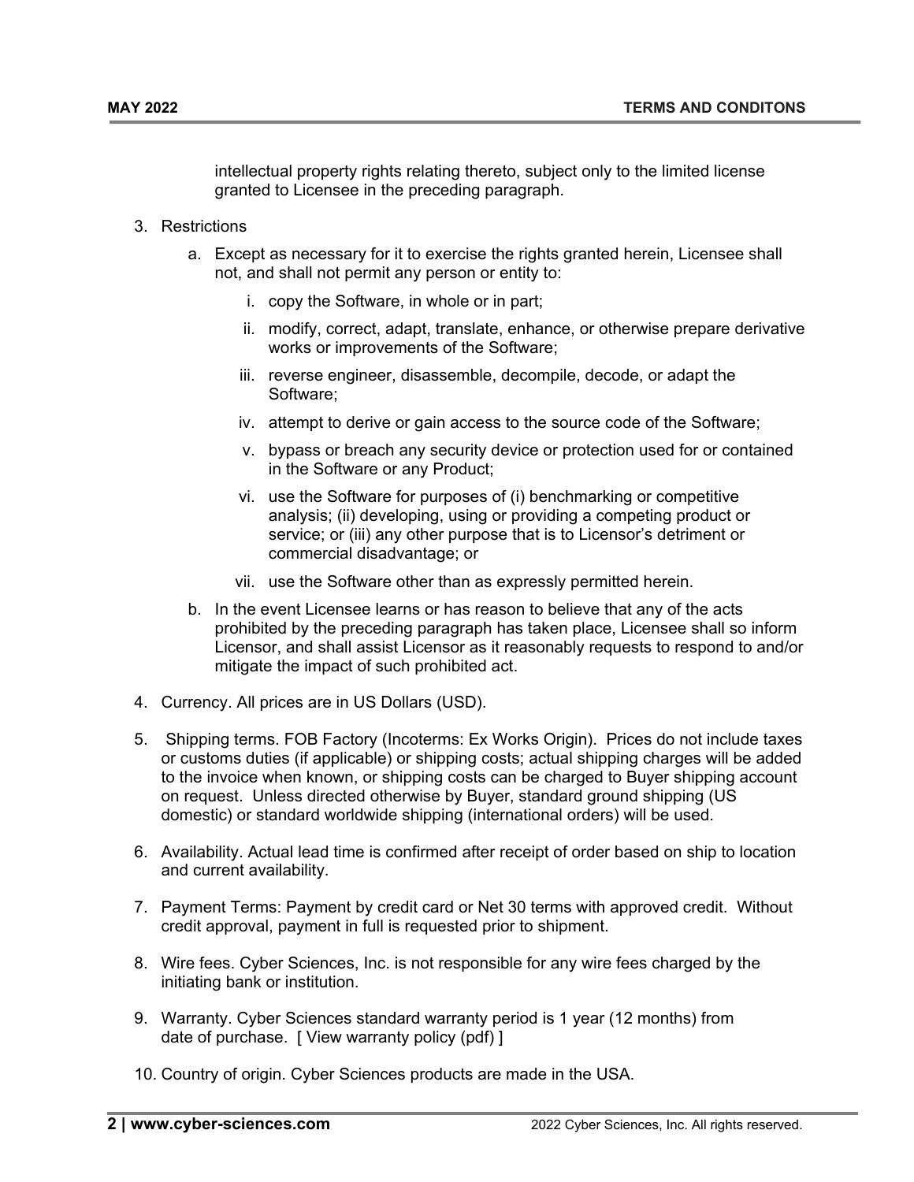intellectual property rights relating thereto, subject only to the limited license granted to Licensee in the preceding paragraph.

3. Restrictions
    a. Except as necessary for it to exercise the rights granted herein, Licensee shall not, and shall not permit any person or entity to:
        i. copy the Software, in whole or in part;
        ii. modify, correct, adapt, translate, enhance, or otherwise prepare derivative works or improvements of the Software;
        iii. reverse engineer, disassemble, decompile, decode, or adapt the Software;
        iv. attempt to derive or gain access to the source code of the Software;
        v. bypass or breach any security device or protection used for or contained in the Software or any Product;
        vi. use the Software for purposes of (i) benchmarking or competitive analysis; (ii) developing, using or providing a competing product or service; or (iii) any other purpose that is to Licensor's detriment or commercial disadvantage; or
        vii. use the Software other than as expressly permitted herein.
    b. In the event Licensee learns or has reason to believe that any of the acts prohibited by the preceding paragraph has taken place, Licensee shall so inform Licensor, and shall assist Licensor as it reasonably requests to respond to and/or mitigate the impact of such prohibited act.
4. Currency. All prices are in US Dollars (USD).
5. Shipping terms. FOB Factory (Incoterms: Ex Works Origin). Prices do not include taxes or customs duties (if applicable) or shipping costs; actual shipping charges will be added to the invoice when known, or shipping costs can be charged to Buyer shipping account on request. Unless directed otherwise by Buyer, standard ground shipping (US domestic) or standard worldwide shipping (international orders) will be used.
6. Availability. Actual lead time is confirmed after receipt of order based on ship to location and current availability.
7. Payment Terms: Payment by credit card or Net 30 terms with approved credit. Without credit approval, payment in full is requested prior to shipment.
8. Wire fees. Cyber Sciences, Inc. is not responsible for any wire fees charged by the initiating bank or institution.
9. Warranty. Cyber Sciences standard warranty period is 1 year (12 months) from date of purchase. [ View warranty policy (pdf) ]
10. Country of origin. Cyber Sciences products are made in the USA.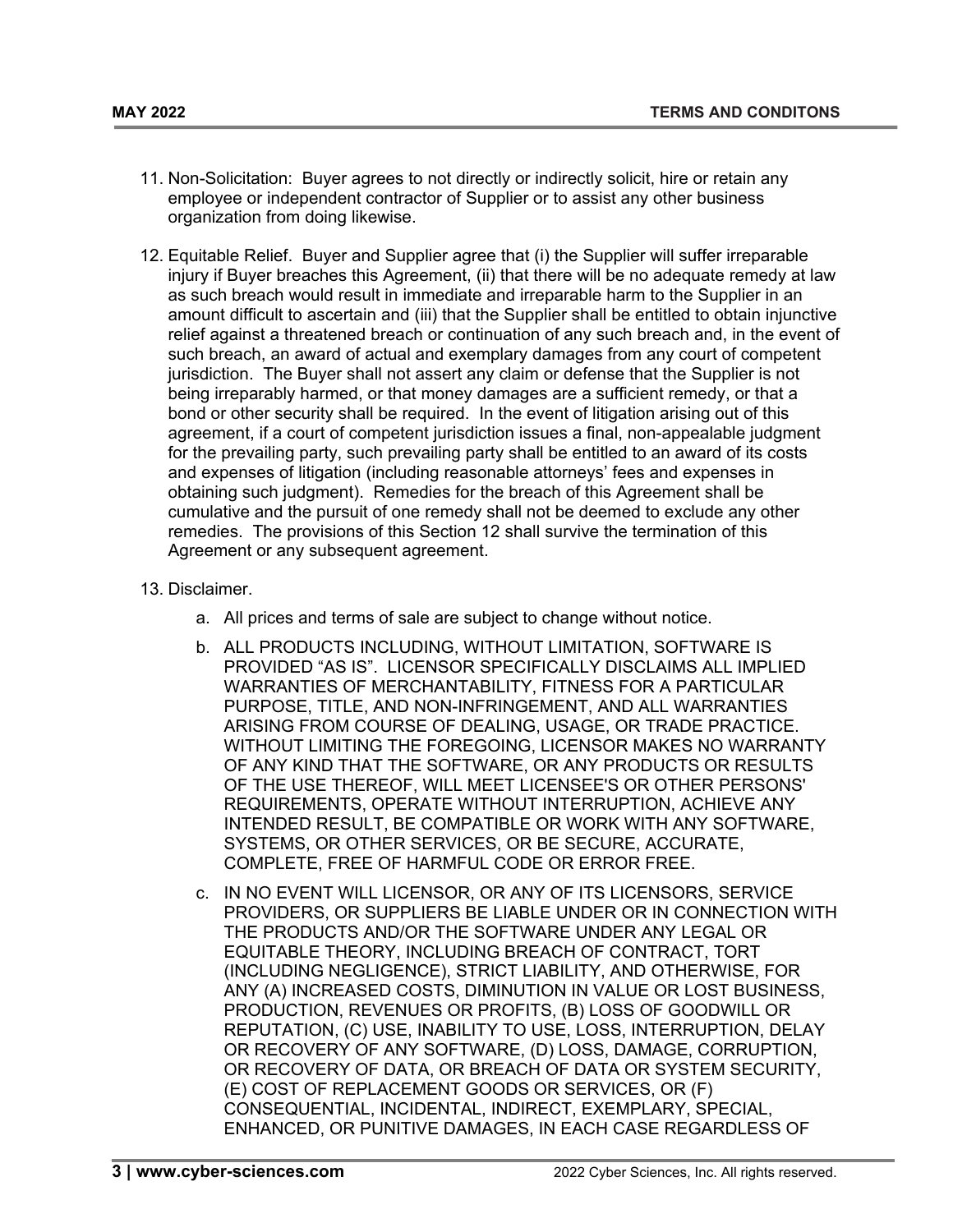11. Non-Solicitation: Buyer agrees to not directly or indirectly solicit, hire or retain any employee or independent contractor of Supplier or to assist any other business organization from doing likewise.

12. Equitable Relief. Buyer and Supplier agree that (i) the Supplier will suffer irreparable injury if Buyer breaches this Agreement, (ii) that there will be no adequate remedy at law as such breach would result in immediate and irreparable harm to the Supplier in an amount difficult to ascertain and (iii) that the Supplier shall be entitled to obtain injunctive relief against a threatened breach or continuation of any such breach and, in the event of such breach, an award of actual and exemplary damages from any court of competent jurisdiction. The Buyer shall not assert any claim or defense that the Supplier is not being irreparably harmed, or that money damages are a sufficient remedy, or that a bond or other security shall be required. In the event of litigation arising out of this agreement, if a court of competent jurisdiction issues a final, non-appealable judgment for the prevailing party, such prevailing party shall be entitled to an award of its costs and expenses of litigation (including reasonable attorneys' fees and expenses in obtaining such judgment). Remedies for the breach of this Agreement shall be cumulative and the pursuit of one remedy shall not be deemed to exclude any other remedies. The provisions of this Section 12 shall survive the termination of this Agreement or any subsequent agreement.

13. Disclaimer.

    a. All prices and terms of sale are subject to change without notice.

    b. ALL PRODUCTS INCLUDING, WITHOUT LIMITATION, SOFTWARE IS PROVIDED "AS IS". LICENSOR SPECIFICALLY DISCLAIMS ALL IMPLIED WARRANTIES OF MERCHANTABILITY, FITNESS FOR A PARTICULAR PURPOSE, TITLE, AND NON-INFRINGEMENT, AND ALL WARRANTIES ARISING FROM COURSE OF DEALING, USAGE, OR TRADE PRACTICE. WITHOUT LIMITING THE FOREGOING, LICENSOR MAKES NO WARRANTY OF ANY KIND THAT THE SOFTWARE, OR ANY PRODUCTS OR RESULTS OF THE USE THEREOF, WILL MEET LICENSEE'S OR OTHER PERSONS' REQUIREMENTS, OPERATE WITHOUT INTERRUPTION, ACHIEVE ANY INTENDED RESULT, BE COMPATIBLE OR WORK WITH ANY SOFTWARE, SYSTEMS, OR OTHER SERVICES, OR BE SECURE, ACCURATE, COMPLETE, FREE OF HARMFUL CODE OR ERROR FREE.

    c. IN NO EVENT WILL LICENSOR, OR ANY OF ITS LICENSORS, SERVICE PROVIDERS, OR SUPPLIERS BE LIABLE UNDER OR IN CONNECTION WITH THE PRODUCTS AND/OR THE SOFTWARE UNDER ANY LEGAL OR EQUITABLE THEORY, INCLUDING BREACH OF CONTRACT, TORT (INCLUDING NEGLIGENCE), STRICT LIABILITY, AND OTHERWISE, FOR ANY (A) INCREASED COSTS, DIMINUTION IN VALUE OR LOST BUSINESS, PRODUCTION, REVENUES OR PROFITS, (B) LOSS OF GOODWILL OR REPUTATION, (C) USE, INABILITY TO USE, LOSS, INTERRUPTION, DELAY OR RECOVERY OF ANY SOFTWARE, (D) LOSS, DAMAGE, CORRUPTION, OR RECOVERY OF DATA, OR BREACH OF DATA OR SYSTEM SECURITY, (E) COST OF REPLACEMENT GOODS OR SERVICES, OR (F) CONSEQUENTIAL, INCIDENTAL, INDIRECT, EXEMPLARY, SPECIAL, ENHANCED, OR PUNITIVE DAMAGES, IN EACH CASE REGARDLESS OF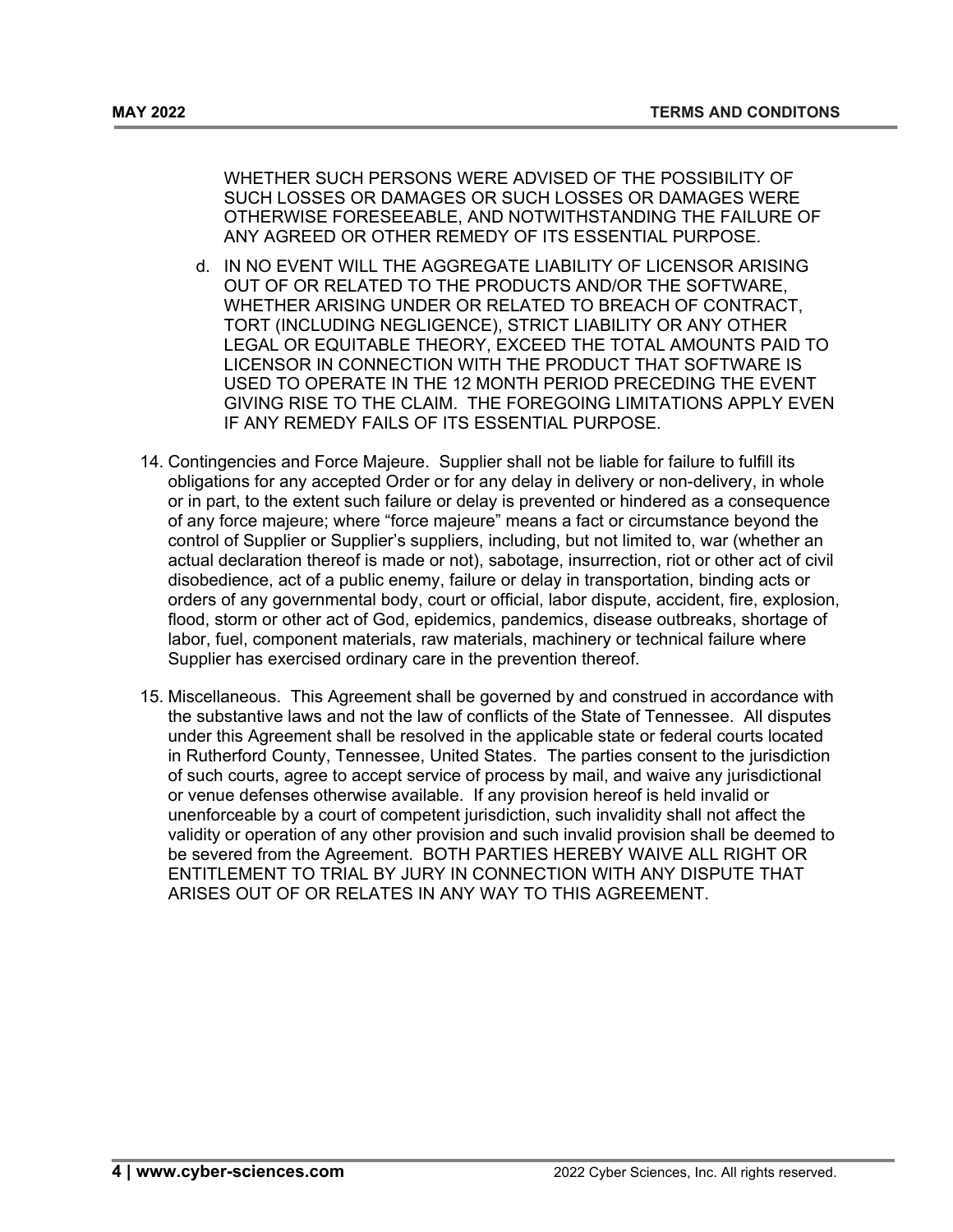WHETHER SUCH PERSONS WERE ADVISED OF THE POSSIBILITY OF SUCH LOSSES OR DAMAGES OR SUCH LOSSES OR DAMAGES WERE OTHERWISE FORESEEABLE, AND NOTWITHSTANDING THE FAILURE OF ANY AGREED OR OTHER REMEDY OF ITS ESSENTIAL PURPOSE.

   d. IN NO EVENT WILL THE AGGREGATE LIABILITY OF LICENSOR ARISING OUT OF OR RELATED TO THE PRODUCTS AND/OR THE SOFTWARE, WHETHER ARISING UNDER OR RELATED TO BREACH OF CONTRACT, TORT (INCLUDING NEGLIGENCE), STRICT LIABILITY OR ANY OTHER LEGAL OR EQUITABLE THEORY, EXCEED THE TOTAL AMOUNTS PAID TO LICENSOR IN CONNECTION WITH THE PRODUCT THAT SOFTWARE IS USED TO OPERATE IN THE 12 MONTH PERIOD PRECEDING THE EVENT GIVING RISE TO THE CLAIM. THE FOREGOING LIMITATIONS APPLY EVEN IF ANY REMEDY FAILS OF ITS ESSENTIAL PURPOSE.

14. Contingencies and Force Majeure. Supplier shall not be liable for failure to fulfill its obligations for any accepted Order or for any delay in delivery or non-delivery, in whole or in part, to the extent such failure or delay is prevented or hindered as a consequence of any force majeure; where “force majeure” means a fact or circumstance beyond the control of Supplier or Supplier’s suppliers, including, but not limited to, war (whether an actual declaration thereof is made or not), sabotage, insurrection, riot or other act of civil disobedience, act of a public enemy, failure or delay in transportation, binding acts or orders of any governmental body, court or official, labor dispute, accident, fire, explosion, flood, storm or other act of God, epidemics, pandemics, disease outbreaks, shortage of labor, fuel, component materials, raw materials, machinery or technical failure where Supplier has exercised ordinary care in the prevention thereof.

15. Miscellaneous. This Agreement shall be governed by and construed in accordance with the substantive laws and not the law of conflicts of the State of Tennessee. All disputes under this Agreement shall be resolved in the applicable state or federal courts located in Rutherford County, Tennessee, United States. The parties consent to the jurisdiction of such courts, agree to accept service of process by mail, and waive any jurisdictional or venue defenses otherwise available. If any provision hereof is held invalid or unenforceable by a court of competent jurisdiction, such invalidity shall not affect the validity or operation of any other provision and such invalid provision shall be deemed to be severed from the Agreement. BOTH PARTIES HEREBY WAIVE ALL RIGHT OR ENTITLEMENT TO TRIAL BY JURY IN CONNECTION WITH ANY DISPUTE THAT ARISES OUT OF OR RELATES IN ANY WAY TO THIS AGREEMENT.